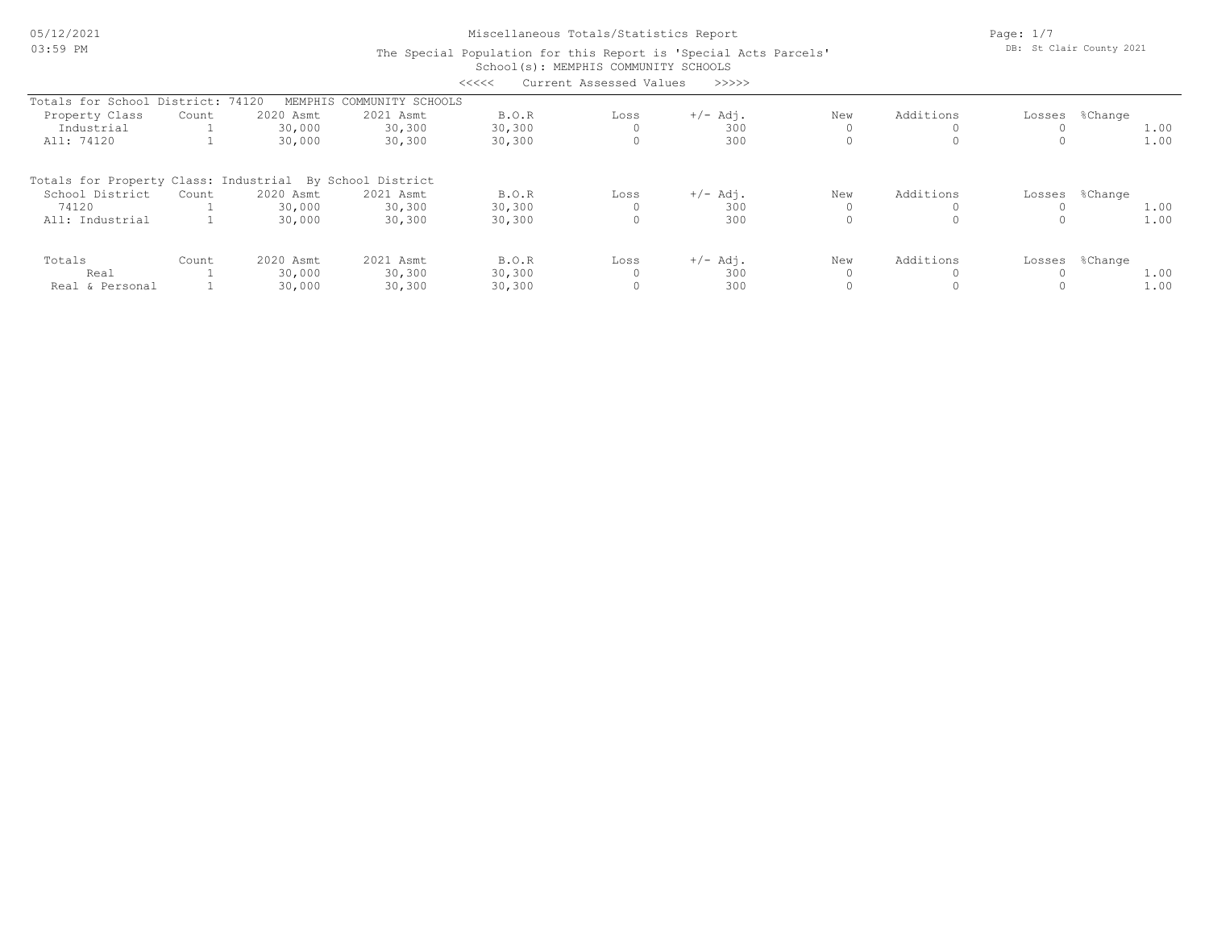# Miscellaneous Totals/Statistics Report

The Special Population for this Report is 'Special Acts Parcels'

School(s): MEMPHIS COMMUNITY SCHOOLS

<<<<< Current Assessed Values >>>>>

05/12/2021
03:59 PM

DB: St Clair County 2021

Totals for School District: 74120 MEMPHIS COMMUNITY SCHOOLS

| Property Class | Count | 2020 Asmt | 2021 Asmt | B.O.R | Loss | +/- Adj. | New | Additions | Losses | %Change |
|---|---|---|---|---|---|---|---|---|---|---|
| Industrial | 1 | 30,000 | 30,300 | 30,300 | 0 | 300 | 0 | 0 | 0 | 1.00 |
| All: 74120 | 1 | 30,000 | 30,300 | 30,300 | 0 | 300 | 0 | 0 | 0 | 1.00 |

Totals for Property Class: Industrial By School District

| School District | Count | 2020 Asmt | 2021 Asmt | B.O.R | Loss | +/- Adj. | New | Additions | Losses | %Change |
|---|---|---|---|---|---|---|---|---|---|---|
| 74120 | 1 | 30,000 | 30,300 | 30,300 | 0 | 300 | 0 | 0 | 0 | 1.00 |
| All: Industrial | 1 | 30,000 | 30,300 | 30,300 | 0 | 300 | 0 | 0 | 0 | 1.00 |

| Totals | Count | 2020 Asmt | 2021 Asmt | B.O.R | Loss | +/- Adj. | New | Additions | Losses | %Change |
|---|---|---|---|---|---|---|---|---|---|---|
| Real | 1 | 30,000 | 30,300 | 30,300 | 0 | 300 | 0 | 0 | 0 | 1.00 |
| Real & Personal | 1 | 30,000 | 30,300 | 30,300 | 0 | 300 | 0 | 0 | 0 | 1.00 |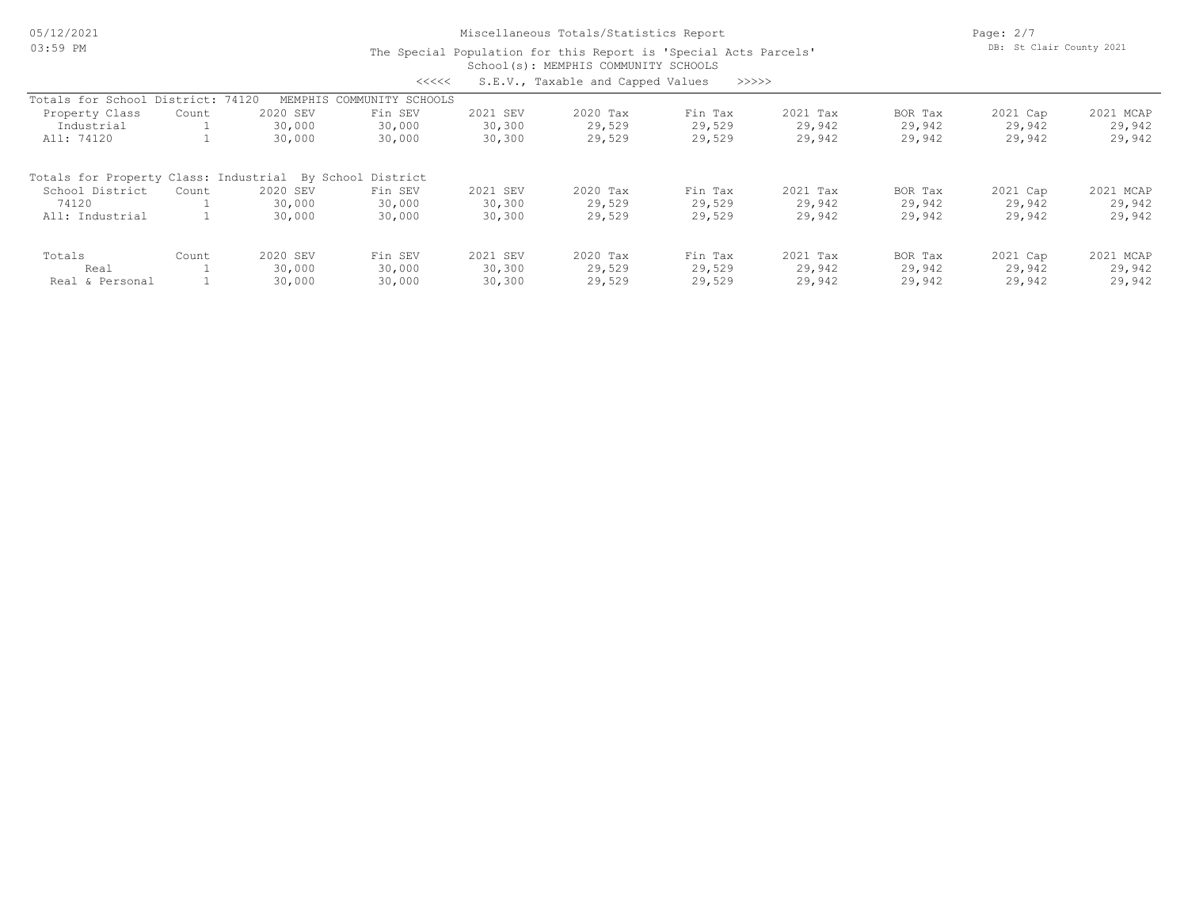# Miscellaneous Totals/Statistics Report

The Special Population for this Report is 'Special Acts Parcels'

School(s): MEMPHIS COMMUNITY SCHOOLS

<<<<< S.E.V., Taxable and Capped Values >>>>>

Totals for School District: 74120 MEMPHIS COMMUNITY SCHOOLS

| Property Class | Count | 2020 SEV | Fin SEV | 2021 SEV | 2020 Tax | Fin Tax | 2021 Tax | BOR Tax | 2021 Cap | 2021 MCAP |
|---|---|---|---|---|---|---|---|---|---|---|
| Industrial | 1 | 30,000 | 30,000 | 30,300 | 29,529 | 29,529 | 29,942 | 29,942 | 29,942 | 29,942 |
| All: 74120 | 1 | 30,000 | 30,000 | 30,300 | 29,529 | 29,529 | 29,942 | 29,942 | 29,942 | 29,942 |

Totals for Property Class: Industrial By School District

| School District | Count | 2020 SEV | Fin SEV | 2021 SEV | 2020 Tax | Fin Tax | 2021 Tax | BOR Tax | 2021 Cap | 2021 MCAP |
|---|---|---|---|---|---|---|---|---|---|---|
| 74120 | 1 | 30,000 | 30,000 | 30,300 | 29,529 | 29,529 | 29,942 | 29,942 | 29,942 | 29,942 |
| All: Industrial | 1 | 30,000 | 30,000 | 30,300 | 29,529 | 29,529 | 29,942 | 29,942 | 29,942 | 29,942 |

| Totals | Count | 2020 SEV | Fin SEV | 2021 SEV | 2020 Tax | Fin Tax | 2021 Tax | BOR Tax | 2021 Cap | 2021 MCAP |
|---|---|---|---|---|---|---|---|---|---|---|
| Real | 1 | 30,000 | 30,000 | 30,300 | 29,529 | 29,529 | 29,942 | 29,942 | 29,942 | 29,942 |
| Real & Personal | 1 | 30,000 | 30,000 | 30,300 | 29,529 | 29,529 | 29,942 | 29,942 | 29,942 | 29,942 |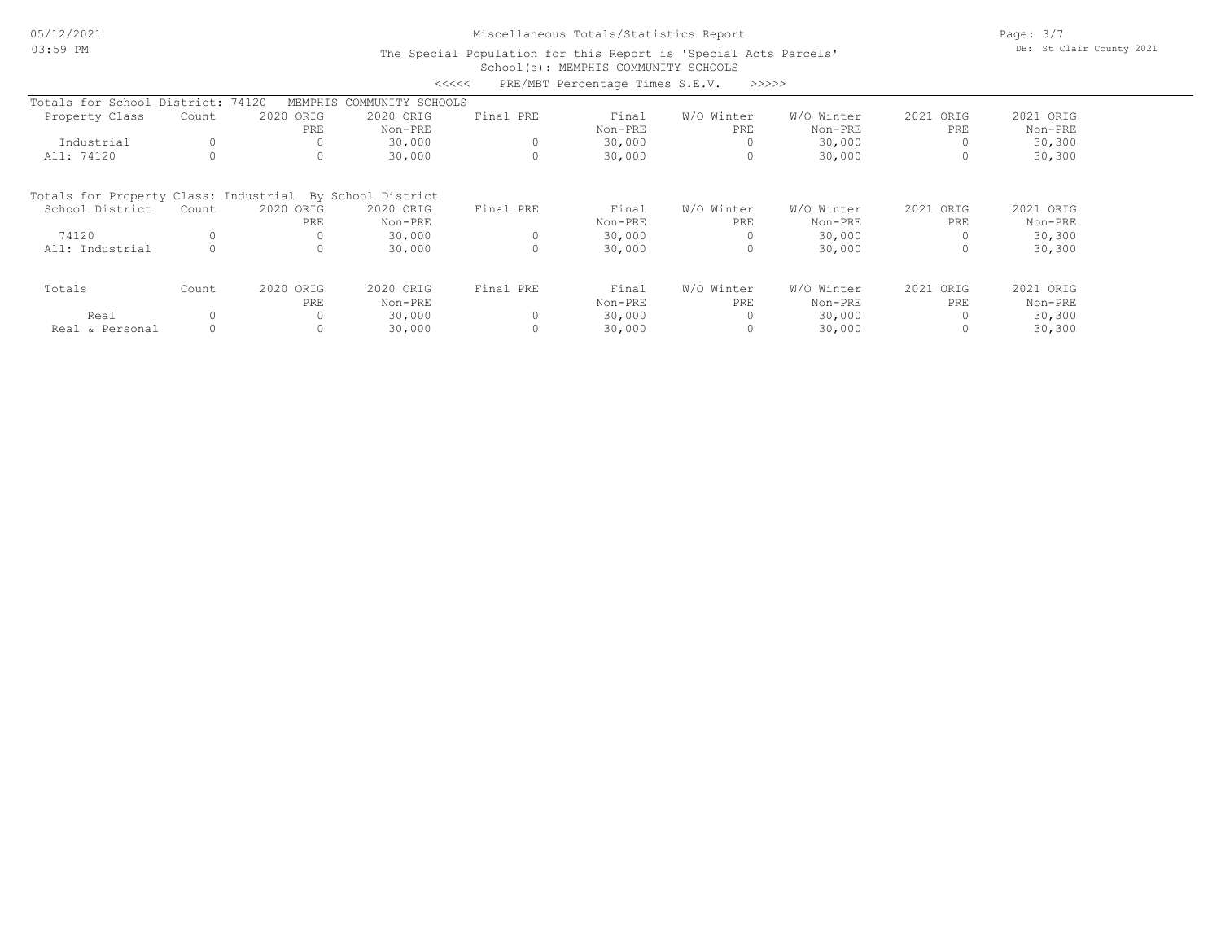Miscellaneous Totals/Statistics Report

The Special Population for this Report is 'Special Acts Parcels'

School(s): MEMPHIS COMMUNITY SCHOOLS

<<<<< PRE/MBT Percentage Times S.E.V. >>>>>

Totals for School District: 74120 MEMPHIS COMMUNITY SCHOOLS

| Property Class | Count | 2020 ORIG PRE | 2020 ORIG Non-PRE | Final PRE | Final Non-PRE | W/O Winter PRE | W/O Winter Non-PRE | 2021 ORIG PRE | 2021 ORIG Non-PRE |
|---|---|---|---|---|---|---|---|---|---|
| Industrial | 0 | 0 | 30,000 | 0 | 30,000 | 0 | 30,000 | 0 | 30,300 |
| All: 74120 | 0 | 0 | 30,000 | 0 | 30,000 | 0 | 30,000 | 0 | 30,300 |

Totals for Property Class: Industrial By School District

| School District | Count | 2020 ORIG PRE | 2020 ORIG Non-PRE | Final PRE | Final Non-PRE | W/O Winter PRE | W/O Winter Non-PRE | 2021 ORIG PRE | 2021 ORIG Non-PRE |
|---|---|---|---|---|---|---|---|---|---|
| 74120 | 0 | 0 | 30,000 | 0 | 30,000 | 0 | 30,000 | 0 | 30,300 |
| All: Industrial | 0 | 0 | 30,000 | 0 | 30,000 | 0 | 30,000 | 0 | 30,300 |

| Totals | Count | 2020 ORIG PRE | 2020 ORIG Non-PRE | Final PRE | Final Non-PRE | W/O Winter PRE | W/O Winter Non-PRE | 2021 ORIG PRE | 2021 ORIG Non-PRE |
|---|---|---|---|---|---|---|---|---|---|
| Real | 0 | 0 | 30,000 | 0 | 30,000 | 0 | 30,000 | 0 | 30,300 |
| Real & Personal | 0 | 0 | 30,000 | 0 | 30,000 | 0 | 30,000 | 0 | 30,300 |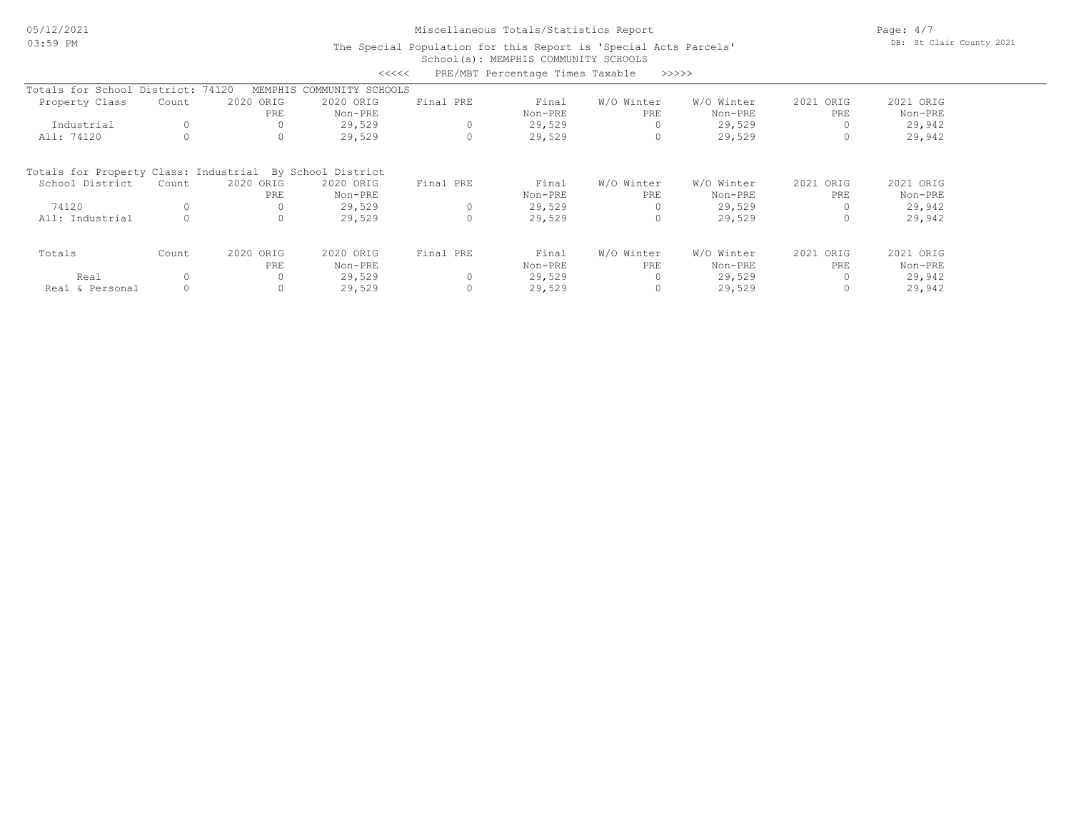Miscellaneous Totals/Statistics Report

The Special Population for this Report is 'Special Acts Parcels'

School(s): MEMPHIS COMMUNITY SCHOOLS

<<<<< PRE/MBT Percentage Times Taxable >>>>>

Totals for School District: 74120 MEMPHIS COMMUNITY SCHOOLS

| Property Class | Count | 2020 ORIG PRE | 2020 ORIG Non-PRE | Final PRE | Final Non-PRE | W/O Winter PRE | W/O Winter Non-PRE | 2021 ORIG PRE | 2021 ORIG Non-PRE |
|---|---|---|---|---|---|---|---|---|---|
| Industrial | 0 | 0 | 29,529 | 0 | 29,529 | 0 | 29,529 | 0 | 29,942 |
| All: 74120 | 0 | 0 | 29,529 | 0 | 29,529 | 0 | 29,529 | 0 | 29,942 |

Totals for Property Class: Industrial By School District

| School District | Count | 2020 ORIG PRE | 2020 ORIG Non-PRE | Final PRE | Final Non-PRE | W/O Winter PRE | W/O Winter Non-PRE | 2021 ORIG PRE | 2021 ORIG Non-PRE |
|---|---|---|---|---|---|---|---|---|---|
| 74120 | 0 | 0 | 29,529 | 0 | 29,529 | 0 | 29,529 | 0 | 29,942 |
| All: Industrial | 0 | 0 | 29,529 | 0 | 29,529 | 0 | 29,529 | 0 | 29,942 |

| Totals | Count | 2020 ORIG PRE | 2020 ORIG Non-PRE | Final PRE | Final Non-PRE | W/O Winter PRE | W/O Winter Non-PRE | 2021 ORIG PRE | 2021 ORIG Non-PRE |
|---|---|---|---|---|---|---|---|---|---|
| Real | 0 | 0 | 29,529 | 0 | 29,529 | 0 | 29,529 | 0 | 29,942 |
| Real & Personal | 0 | 0 | 29,529 | 0 | 29,529 | 0 | 29,529 | 0 | 29,942 |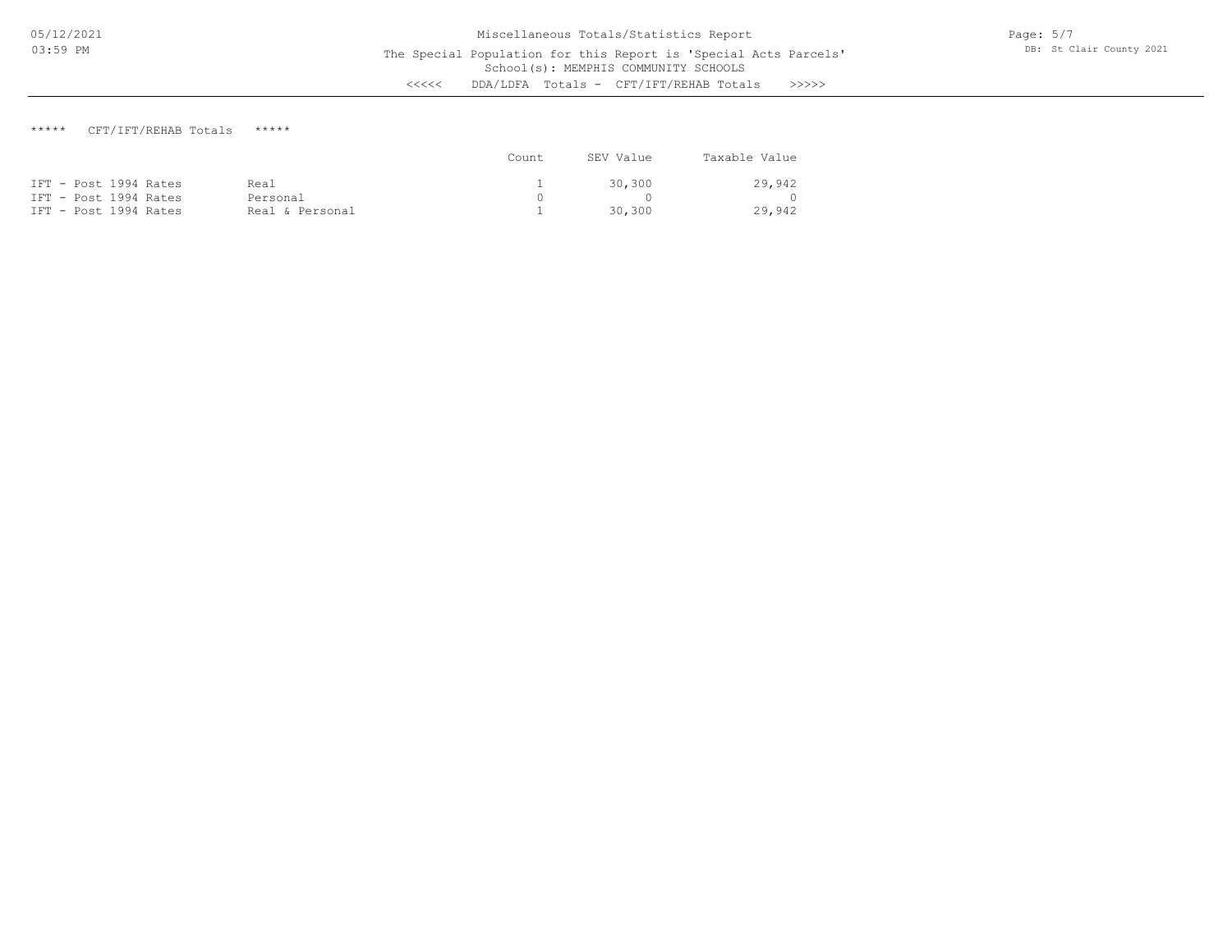Miscellaneous Totals/Statistics Report

The Special Population for this Report is 'Special Acts Parcels'

School(s): MEMPHIS COMMUNITY SCHOOLS

<<<<< DDA/LDFA Totals - CFT/IFT/REHAB Totals >>>>>

***** CFT/IFT/REHAB Totals *****

| | | Count | SEV Value | Taxable Value |
|---|---|---|---|---|
| IFT - Post 1994 Rates | Real | 1 | 30,300 | 29,942 |
| IFT - Post 1994 Rates | Personal | 0 | 0 | 0 |
| IFT - Post 1994 Rates | Real & Personal | 1 | 30,300 | 29,942 |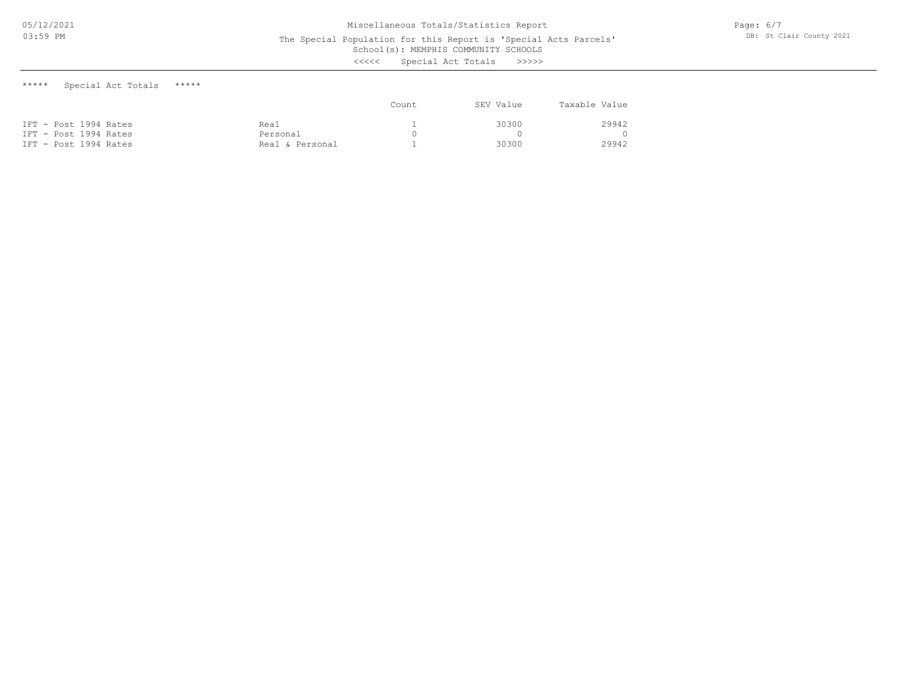Miscellaneous Totals/Statistics Report

The Special Population for this Report is 'Special Acts Parcels'

School(s): MEMPHIS COMMUNITY SCHOOLS

<<<<< Special Act Totals >>>>>

***** Special Act Totals *****

| | | Count | SEV Value | Taxable Value |
|---|---|---|---|---|
| IFT - Post 1994 Rates | Real | 1 | 30300 | 29942 |
| IFT - Post 1994 Rates | Personal | 0 | 0 | 0 |
| IFT - Post 1994 Rates | Real & Personal | 1 | 30300 | 29942 |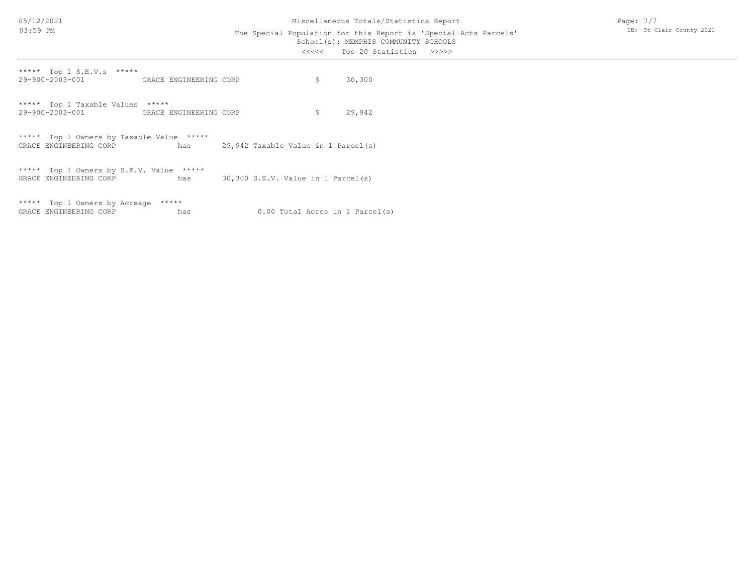Miscellaneous Totals/Statistics Report

The Special Population for this Report is 'Special Acts Parcels'

School(s): MEMPHIS COMMUNITY SCHOOLS

<<<<< Top 20 Statistics >>>>>

***** Top 1 S.E.V.s *****

| | | | |
|---|---|---|---|
| 29-900-2003-001 | GRACE ENGINEERING CORP | $ | 30,300 |

***** Top 1 Taxable Values *****

| | | | |
|---|---|---|---|
| 29-900-2003-001 | GRACE ENGINEERING CORP | $ | 29,942 |

***** Top 1 Owners by Taxable Value *****

GRACE ENGINEERING CORP has 29,942 Taxable Value in 1 Parcel(s)

***** Top 1 Owners by S.E.V. Value *****

GRACE ENGINEERING CORP has 30,300 S.E.V. Value in 1 Parcel(s)

***** Top 1 Owners by Acreage *****

GRACE ENGINEERING CORP has 0.00 Total Acres in 1 Parcel(s)